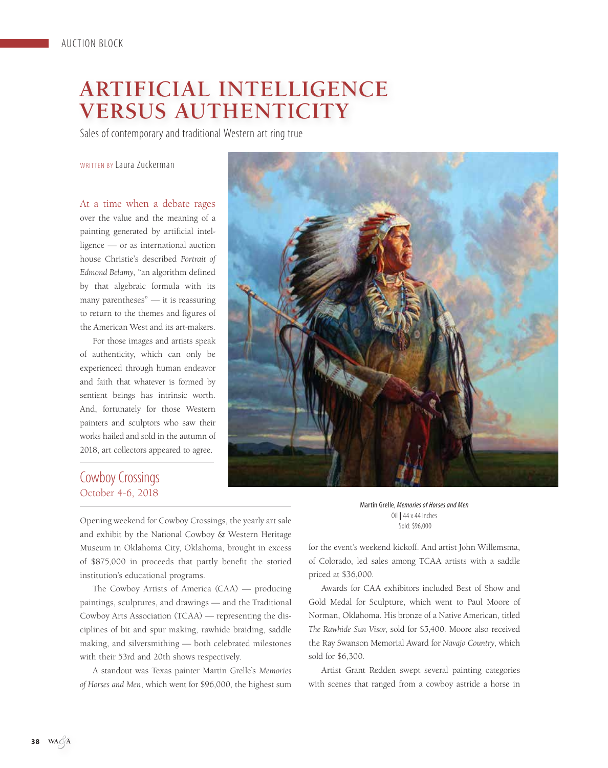AUCTION BLOCK

# ARTIFICIAL INTELLIGENCE VERSUS AUTHENTICITY

Sales of contemporary and traditional Western art ring true

WRITTEN BY Laura Zuckerman

At a time when a debate rages over the value and the meaning of a painting generated by artificial intelligence — or as international auction house Christie's described *Portrait of Edmond Belamy*, "an algorithm defined by that algebraic formula with its many parentheses" — it is reassuring to return to the themes and figures of the American West and its art-makers.

For those images and artists speak of authenticity, which can only be experienced through human endeavor and faith that whatever is formed by sentient beings has intrinsic worth. And, fortunately for those Western painters and sculptors who saw their works hailed and sold in the autumn of 2018, art collectors appeared to agree.

## Cowboy Crossings
October 4-6, 2018

Opening weekend for Cowboy Crossings, the yearly art sale and exhibit by the National Cowboy & Western Heritage Museum in Oklahoma City, Oklahoma, brought in excess of $875,000 in proceeds that partly benefit the storied institution's educational programs.

The Cowboy Artists of America (CAA) — producing paintings, sculptures, and drawings — and the Traditional Cowboy Arts Association (TCAA) — representing the disciplines of bit and spur making, rawhide braiding, saddle making, and silversmithing — both celebrated milestones with their 53rd and 20th shows respectively.

A standout was Texas painter Martin Grelle's *Memories of Horses and Men*, which went for $96,000, the highest sum for the event's weekend kickoff. And artist John Willemsma, of Colorado, led sales among TCAA artists with a saddle priced at $36,000.

Martin Grelle, *Memories of Horses and Men*
Oil | 44 x 44 inches
Sold: $96,000

Awards for CAA exhibitors included Best of Show and Gold Medal for Sculpture, which went to Paul Moore of Norman, Oklahoma. His bronze of a Native American, titled *The Rawhide Sun Visor*, sold for $5,400. Moore also received the Ray Swanson Memorial Award for *Navajo Country*, which sold for $6,300.

Artist Grant Redden swept several painting categories with scenes that ranged from a cowboy astride a horse in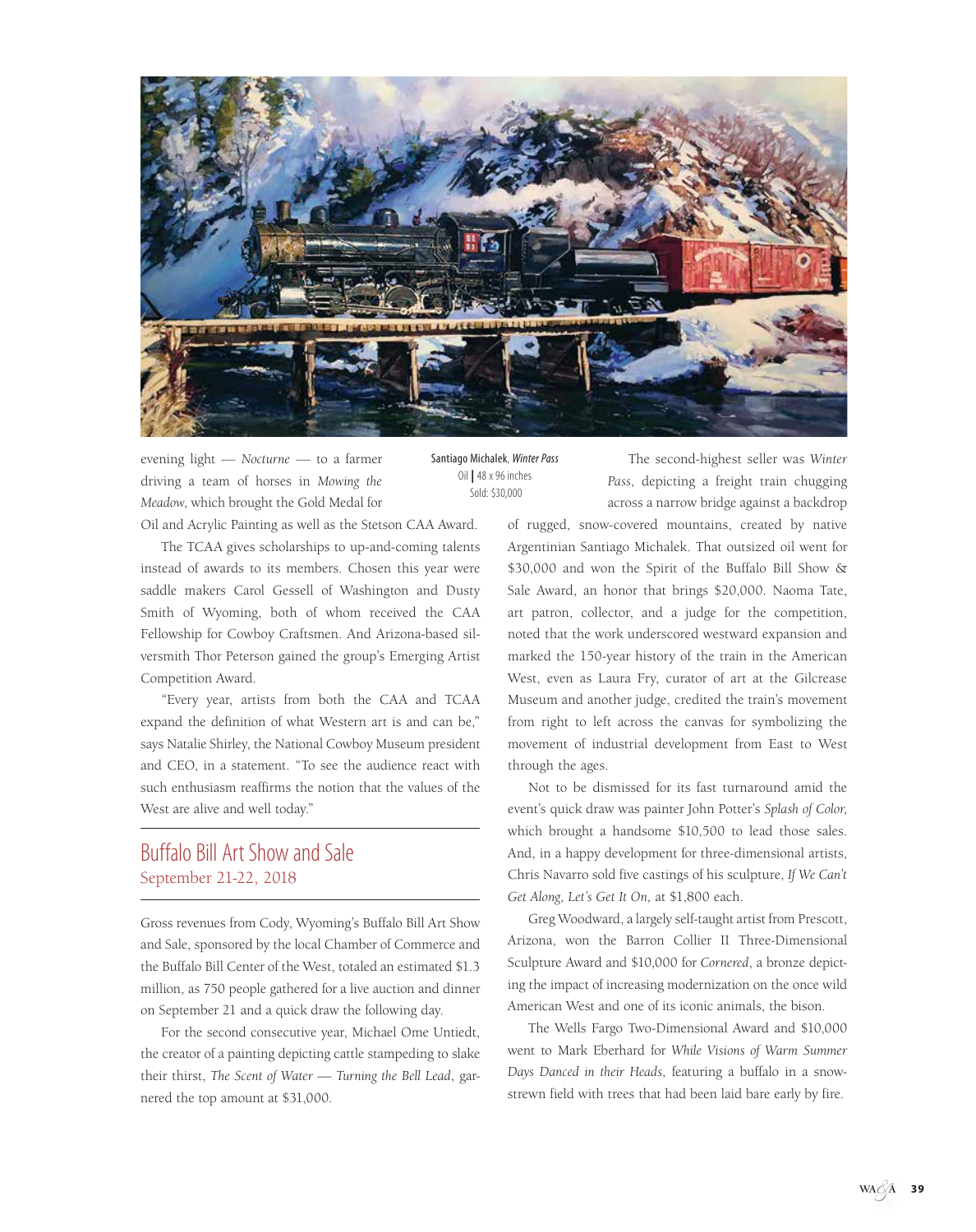evening light — *Nocturne* — to a farmer driving a team of horses in *Mowing the Meadow*, which brought the Gold Medal for Oil and Acrylic Painting as well as the Stetson CAA Award.

The TCAA gives scholarships to up-and-coming talents instead of awards to its members. Chosen this year were saddle makers Carol Gessell of Washington and Dusty Smith of Wyoming, both of whom received the CAA Fellowship for Cowboy Craftsmen. And Arizona-based silversmith Thor Peterson gained the group's Emerging Artist Competition Award.

"Every year, artists from both the CAA and TCAA expand the definition of what Western art is and can be," says Natalie Shirley, the National Cowboy Museum president and CEO, in a statement. "To see the audience react with such enthusiasm reaffirms the notion that the values of the West are alive and well today."

## Buffalo Bill Art Show and Sale

September 21-22, 2018

Gross revenues from Cody, Wyoming's Buffalo Bill Art Show and Sale, sponsored by the local Chamber of Commerce and the Buffalo Bill Center of the West, totaled an estimated $1.3 million, as 750 people gathered for a live auction and dinner on September 21 and a quick draw the following day.

For the second consecutive year, Michael Ome Untiedt, the creator of a painting depicting cattle stampeding to slake their thirst, *The Scent of Water — Turning the Bell Lead*, garnered the top amount at $31,000.

Santiago Michalek, *Winter Pass*
Oil | 48 x 96 inches
Sold: $30,000

The second-highest seller was *Winter Pass*, depicting a freight train chugging across a narrow bridge against a backdrop of rugged, snow-covered mountains, created by native Argentinian Santiago Michalek. That outsized oil went for $30,000 and won the Spirit of the Buffalo Bill Show & Sale Award, an honor that brings $20,000. Naoma Tate, art patron, collector, and a judge for the competition, noted that the work underscored westward expansion and marked the 150-year history of the train in the American West, even as Laura Fry, curator of art at the Gilcrease Museum and another judge, credited the train's movement from right to left across the canvas for symbolizing the movement of industrial development from East to West through the ages.

Not to be dismissed for its fast turnaround amid the event's quick draw was painter John Potter's *Splash of Color*, which brought a handsome $10,500 to lead those sales. And, in a happy development for three-dimensional artists, Chris Navarro sold five castings of his sculpture, *If We Can't Get Along, Let's Get It On,* at $1,800 each.

Greg Woodward, a largely self-taught artist from Prescott, Arizona, won the Barron Collier II Three-Dimensional Sculpture Award and $10,000 for *Cornered*, a bronze depicting the impact of increasing modernization on the once wild American West and one of its iconic animals, the bison.

The Wells Fargo Two-Dimensional Award and $10,000 went to Mark Eberhard for *While Visions of Warm Summer Days Danced in their Heads*, featuring a buffalo in a snow-strewn field with trees that had been laid bare early by fire.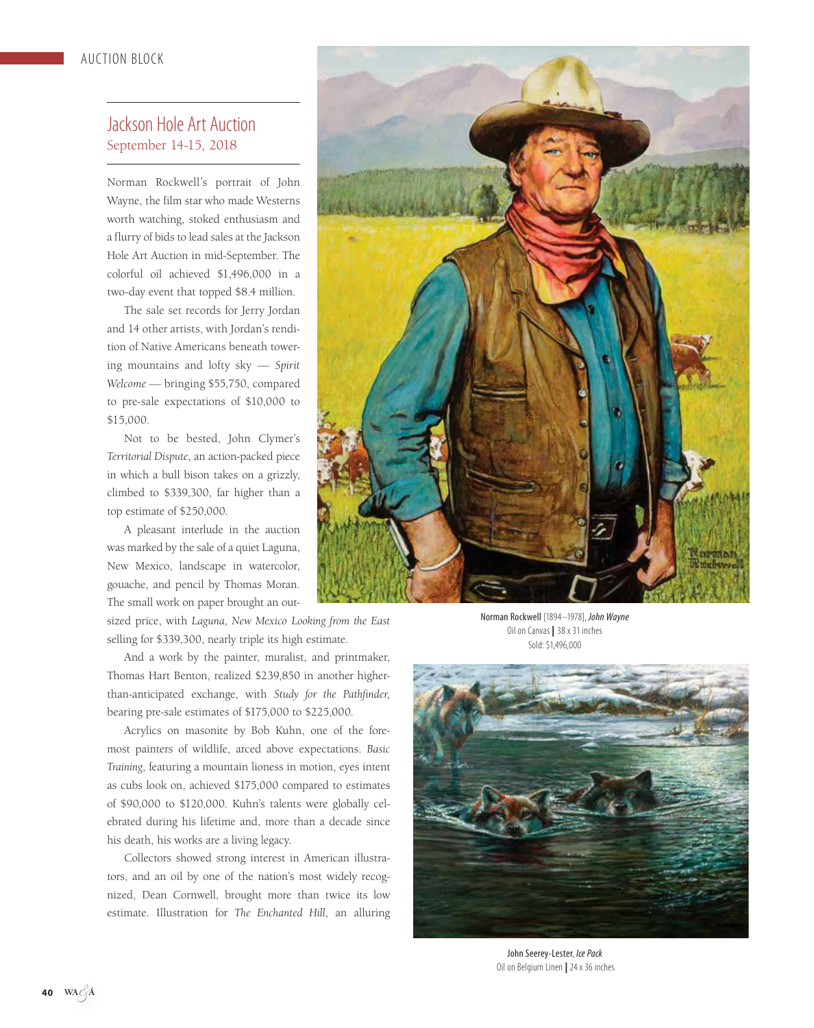## Jackson Hole Art Auction
September 14-15, 2018

Norman Rockwell's portrait of John Wayne, the film star who made Westerns worth watching, stoked enthusiasm and a flurry of bids to lead sales at the Jackson Hole Art Auction in mid-September. The colorful oil achieved $1,496,000 in a two-day event that topped $8.4 million.

The sale set records for Jerry Jordan and 14 other artists, with Jordan's rendition of Native Americans beneath towering mountains and lofty sky — *Spirit Welcome* — bringing $55,750, compared to pre-sale expectations of $10,000 to $15,000.

Not to be bested, John Clymer's *Territorial Dispute*, an action-packed piece in which a bull bison takes on a grizzly, climbed to $339,300, far higher than a top estimate of $250,000.

A pleasant interlude in the auction was marked by the sale of a quiet Laguna, New Mexico, landscape in watercolor, gouache, and pencil by Thomas Moran. The small work on paper brought an outsized price, with *Laguna, New Mexico Looking from the East* selling for $339,300, nearly triple its high estimate.

And a work by the painter, muralist, and printmaker, Thomas Hart Benton, realized $239,850 in another higher-than-anticipated exchange, with *Study for the Pathfinder*, bearing pre-sale estimates of $175,000 to $225,000.

Acrylics on masonite by Bob Kuhn, one of the foremost painters of wildlife, arced above expectations. *Basic Training*, featuring a mountain lioness in motion, eyes intent as cubs look on, achieved $175,000 compared to estimates of $90,000 to $120,000. Kuhn's talents were globally celebrated during his lifetime and, more than a decade since his death, his works are a living legacy.

Collectors showed strong interest in American illustrators, and an oil by one of the nation's most widely recognized, Dean Cornwell, brought more than twice its low estimate. Illustration for *The Enchanted Hill*, an alluring

Norman Rockwell [1894–1978], ***John Wayne***
Oil on Canvas | 38 x 31 inches
Sold: $1,496,000

John Seerey-Lester, *Ice Pack*
Oil on Belgium Linen | 24 x 36 inches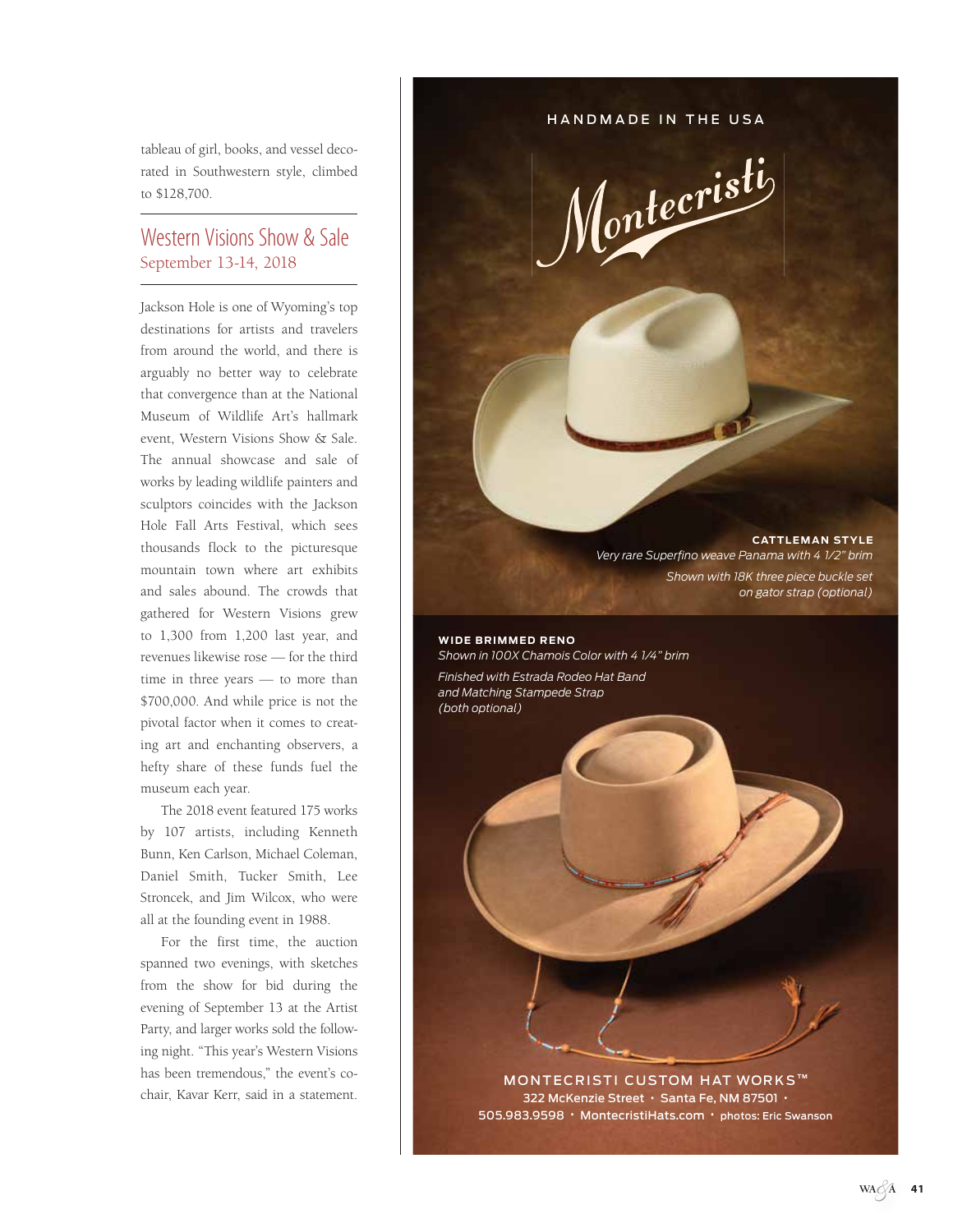tableau of girl, books, and vessel decorated in Southwestern style, climbed to $128,700.

## Western Visions Show & Sale
September 13-14, 2018

Jackson Hole is one of Wyoming's top destinations for artists and travelers from around the world, and there is arguably no better way to celebrate that convergence than at the National Museum of Wildlife Art's hallmark event, Western Visions Show & Sale. The annual showcase and sale of works by leading wildlife painters and sculptors coincides with the Jackson Hole Fall Arts Festival, which sees thousands flock to the picturesque mountain town where art exhibits and sales abound. The crowds that gathered for Western Visions grew to 1,300 from 1,200 last year, and revenues likewise rose — for the third time in three years — to more than $700,000. And while price is not the pivotal factor when it comes to creating art and enchanting observers, a hefty share of these funds fuel the museum each year.

The 2018 event featured 175 works by 107 artists, including Kenneth Bunn, Ken Carlson, Michael Coleman, Daniel Smith, Tucker Smith, Lee Stroncek, and Jim Wilcox, who were all at the founding event in 1988.

For the first time, the auction spanned two evenings, with sketches from the show for bid during the evening of September 13 at the Artist Party, and larger works sold the following night. "This year's Western Visions has been tremendous," the event's co-chair, Kavar Kerr, said in a statement.

HANDMADE IN THE USA

Montecristi

**CATTLEMAN STYLE**
*Very rare Superfino weave Panama with 4 1/2" brim*
*Shown with 18K three piece buckle set on gator strap (optional)*

**WIDE BRIMMED RENO**
*Shown in 100X Chamois Color with 4 1/4" brim*
*Finished with Estrada Rodeo Hat Band and Matching Stampede Strap (both optional)*

MONTECRISTI CUSTOM HAT WORKS™
322 McKenzie Street • Santa Fe, NM 87501 •
505.983.9598 • MontecristiHats.com • photos: Eric Swanson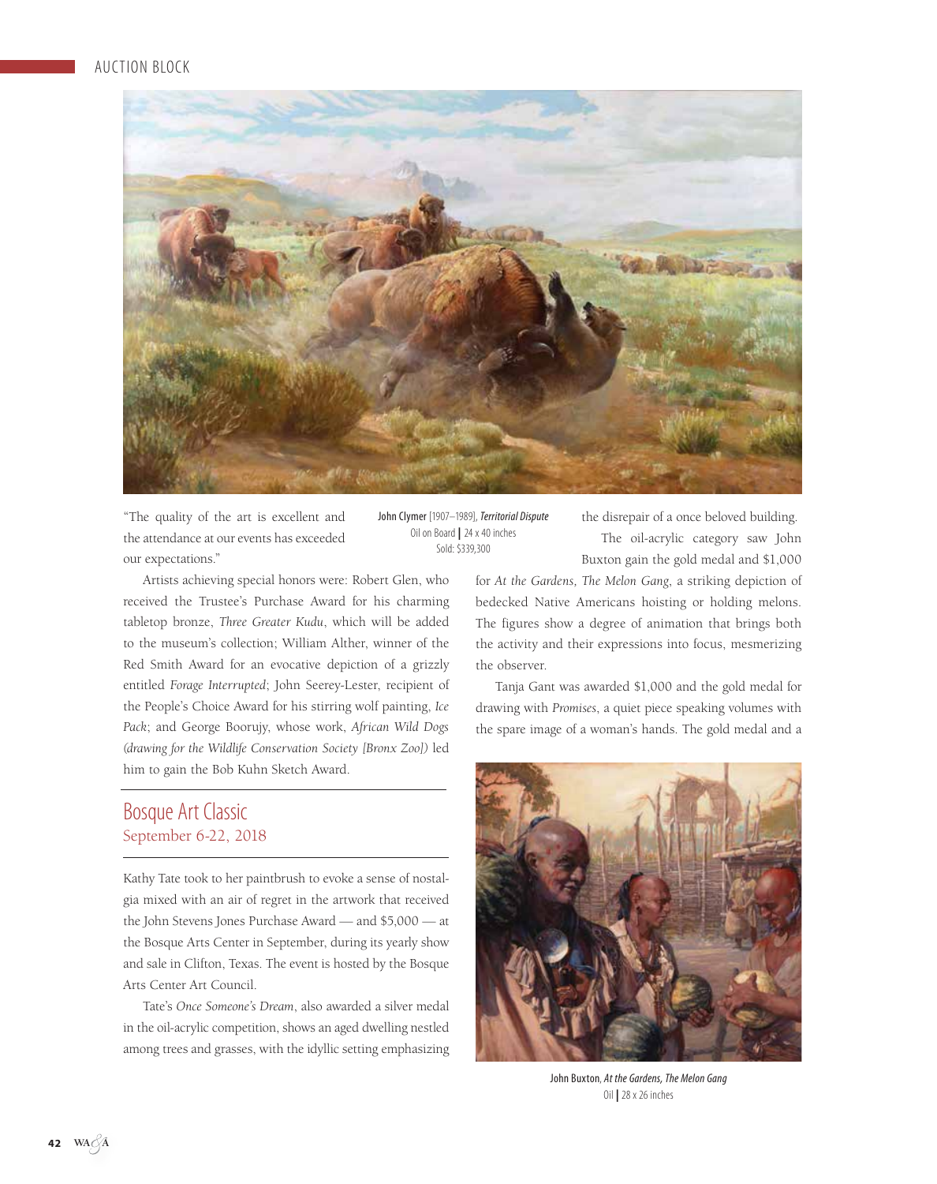John Clymer [1907–1989], *Territorial Dispute*
Oil on Board | 24 x 40 inches
Sold: $339,300

"The quality of the art is excellent and the attendance at our events has exceeded our expectations."

Artists achieving special honors were: Robert Glen, who received the Trustee's Purchase Award for his charming tabletop bronze, *Three Greater Kudu*, which will be added to the museum's collection; William Alther, winner of the Red Smith Award for an evocative depiction of a grizzly entitled *Forage Interrupted*; John Seerey-Lester, recipient of the People's Choice Award for his stirring wolf painting, *Ice Pack*; and George Boorujy, whose work, *African Wild Dogs (drawing for the Wildlife Conservation Society [Bronx Zoo])* led him to gain the Bob Kuhn Sketch Award.

## Bosque Art Classic
### September 6-22, 2018

Kathy Tate took to her paintbrush to evoke a sense of nostalgia mixed with an air of regret in the artwork that received the John Stevens Jones Purchase Award — and $5,000 — at the Bosque Arts Center in September, during its yearly show and sale in Clifton, Texas. The event is hosted by the Bosque Arts Center Art Council.

Tate's *Once Someone's Dream*, also awarded a silver medal in the oil-acrylic competition, shows an aged dwelling nestled among trees and grasses, with the idyllic setting emphasizing the disrepair of a once beloved building.

The oil-acrylic category saw John Buxton gain the gold medal and $1,000 for *At the Gardens, The Melon Gang*, a striking depiction of bedecked Native Americans hoisting or holding melons. The figures show a degree of animation that brings both the activity and their expressions into focus, mesmerizing the observer.

Tanja Gant was awarded $1,000 and the gold medal for drawing with *Promises*, a quiet piece speaking volumes with the spare image of a woman's hands. The gold medal and a

John Buxton, *At the Gardens, The Melon Gang*
Oil | 28 x 26 inches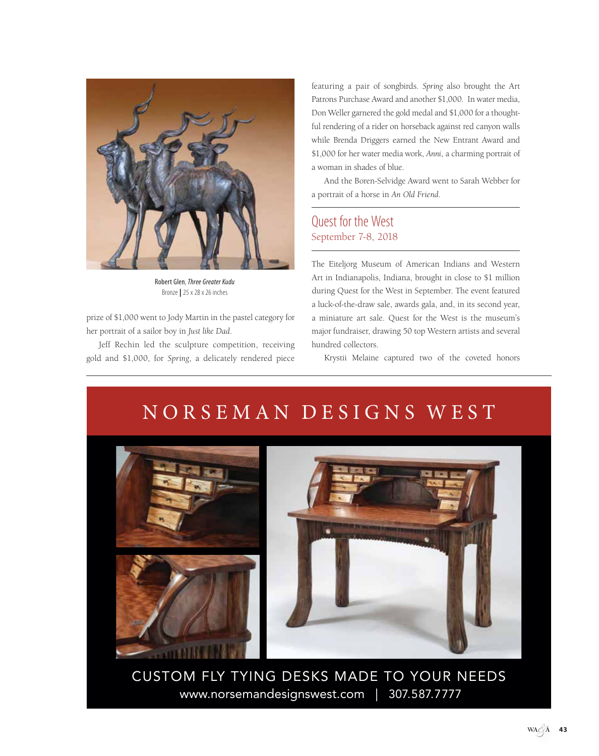Robert Glen, *Three Greater Kudu*
Bronze | 25 x 28 x 26 inches

prize of $1,000 went to Jody Martin in the pastel category for her portrait of a sailor boy in *Just like Dad*.

Jeff Rechin led the sculpture competition, receiving gold and $1,000, for *Spring*, a delicately rendered piece featuring a pair of songbirds. *Spring* also brought the Art Patrons Purchase Award and another $1,000. In water media, Don Weller garnered the gold medal and $1,000 for a thoughtful rendering of a rider on horseback against red canyon walls while Brenda Driggers earned the New Entrant Award and $1,000 for her water media work, *Anni*, a charming portrait of a woman in shades of blue.

And the Boren-Selvidge Award went to Sarah Webber for a portrait of a horse in *An Old Friend*.

## Quest for the West
### September 7-8, 2018

The Eiteljorg Museum of American Indians and Western Art in Indianapolis, Indiana, brought in close to $1 million during Quest for the West in September. The event featured a luck-of-the-draw sale, awards gala, and, in its second year, a miniature art sale. Quest for the West is the museum's major fundraiser, drawing 50 top Western artists and several hundred collectors.

Krystii Melaine captured two of the coveted honors

NORSEMAN DESIGNS WEST

CUSTOM FLY TYING DESKS MADE TO YOUR NEEDS
www.norsemandesignswest.com | 307.587.7777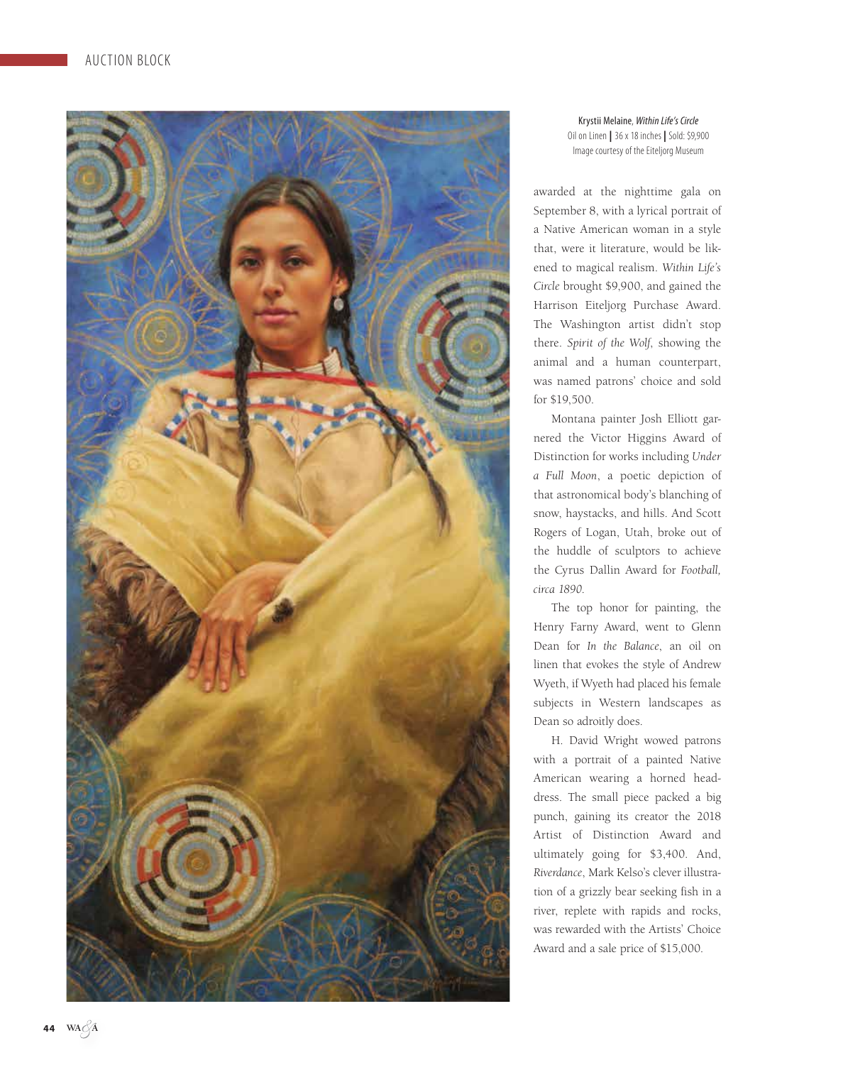Krystii Melaine, *Within Life's Circle*
Oil on Linen | 36 x 18 inches | Sold: $9,900
Image courtesy of the Eiteljorg Museum

awarded at the nighttime gala on September 8, with a lyrical portrait of a Native American woman in a style that, were it literature, would be likened to magical realism. *Within Life's Circle* brought $9,900, and gained the Harrison Eiteljorg Purchase Award. The Washington artist didn't stop there. *Spirit of the Wolf*, showing the animal and a human counterpart, was named patrons' choice and sold for $19,500.

Montana painter Josh Elliott garnered the Victor Higgins Award of Distinction for works including *Under a Full Moon*, a poetic depiction of that astronomical body's blanching of snow, haystacks, and hills. And Scott Rogers of Logan, Utah, broke out of the huddle of sculptors to achieve the Cyrus Dallin Award for *Football, circa 1890*.

The top honor for painting, the Henry Farny Award, went to Glenn Dean for *In the Balance*, an oil on linen that evokes the style of Andrew Wyeth, if Wyeth had placed his female subjects in Western landscapes as Dean so adroitly does.

H. David Wright wowed patrons with a portrait of a painted Native American wearing a horned headdress. The small piece packed a big punch, gaining its creator the 2018 Artist of Distinction Award and ultimately going for $3,400. And, *Riverdance*, Mark Kelso's clever illustration of a grizzly bear seeking fish in a river, replete with rapids and rocks, was rewarded with the Artists' Choice Award and a sale price of $15,000.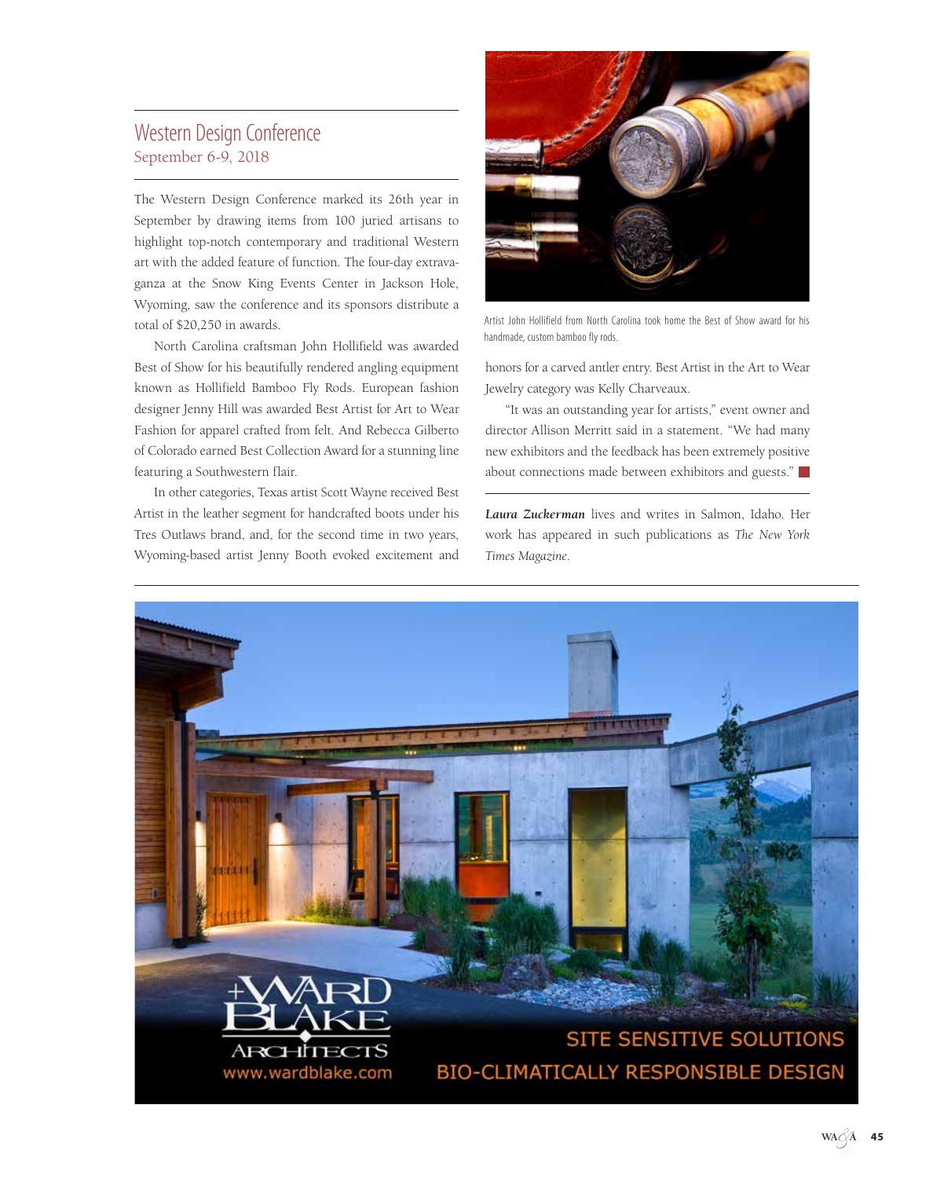## Western Design Conference
September 6-9, 2018

The Western Design Conference marked its 26th year in September by drawing items from 100 juried artisans to highlight top-notch contemporary and traditional Western art with the added feature of function. The four-day extravaganza at the Snow King Events Center in Jackson Hole, Wyoming, saw the conference and its sponsors distribute a total of $20,250 in awards.

North Carolina craftsman John Hollifield was awarded Best of Show for his beautifully rendered angling equipment known as Hollifield Bamboo Fly Rods. European fashion designer Jenny Hill was awarded Best Artist for Art to Wear Fashion for apparel crafted from felt. And Rebecca Gilberto of Colorado earned Best Collection Award for a stunning line featuring a Southwestern flair.

In other categories, Texas artist Scott Wayne received Best Artist in the leather segment for handcrafted boots under his Tres Outlaws brand, and, for the second time in two years, Wyoming-based artist Jenny Booth evoked excitement and honors for a carved antler entry. Best Artist in the Art to Wear Jewelry category was Kelly Charveaux.

Artist John Hollifield from North Carolina took home the Best of Show award for his handmade, custom bamboo fly rods.

"It was an outstanding year for artists," event owner and director Allison Merritt said in a statement. "We had many new exhibitors and the feedback has been extremely positive about connections made between exhibitors and guests."

***Laura Zuckerman*** lives and writes in Salmon, Idaho. Her work has appeared in such publications as *The New York Times Magazine*.

WARD BLAKE ARCHITECTS
www.wardblake.com

SITE SENSITIVE SOLUTIONS
BIO-CLIMATICALLY RESPONSIBLE DESIGN